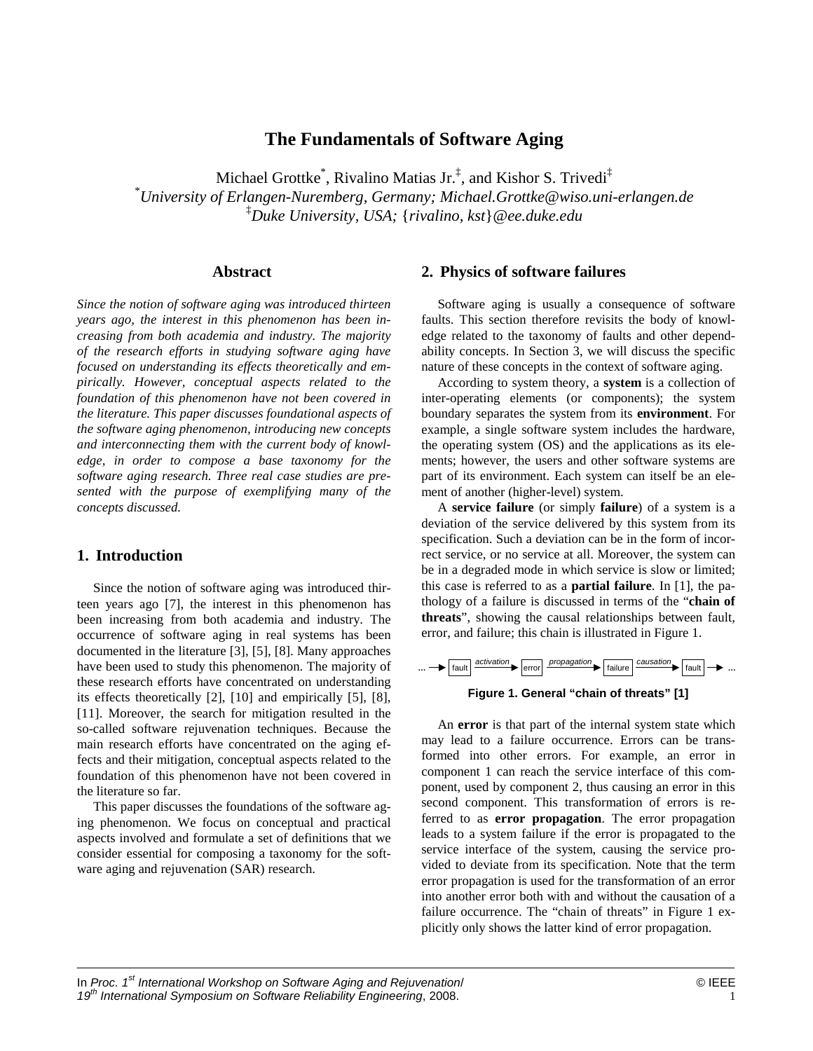# The Fundamentals of Software Aging

Michael Grottke[*], Rivalino Matias Jr.[‡], and Kishor S. Trivedi[‡]

[*]*University of Erlangen-Nuremberg, Germany; Michael.Grottke@wiso.uni-erlangen.de*

[‡]*Duke University, USA;* {*rivalino, kst*}*@ee.duke.edu*

## Abstract

*Since the notion of software aging was introduced thirteen years ago, the interest in this phenomenon has been increasing from both academia and industry. The majority of the research efforts in studying software aging have focused on understanding its effects theoretically and empirically. However, conceptual aspects related to the foundation of this phenomenon have not been covered in the literature. This paper discusses foundational aspects of the software aging phenomenon, introducing new concepts and interconnecting them with the current body of knowledge, in order to compose a base taxonomy for the software aging research. Three real case studies are presented with the purpose of exemplifying many of the concepts discussed.*

## 1. Introduction

Since the notion of software aging was introduced thirteen years ago [7], the interest in this phenomenon has been increasing from both academia and industry. The occurrence of software aging in real systems has been documented in the literature [3], [5], [8]. Many approaches have been used to study this phenomenon. The majority of these research efforts have concentrated on understanding its effects theoretically [2], [10] and empirically [5], [8], [11]. Moreover, the search for mitigation resulted in the so-called software rejuvenation techniques. Because the main research efforts have concentrated on the aging effects and their mitigation, conceptual aspects related to the foundation of this phenomenon have not been covered in the literature so far.

This paper discusses the foundations of the software aging phenomenon. We focus on conceptual and practical aspects involved and formulate a set of definitions that we consider essential for composing a taxonomy for the software aging and rejuvenation (SAR) research.

## 2. Physics of software failures

Software aging is usually a consequence of software faults. This section therefore revisits the body of knowledge related to the taxonomy of faults and other dependability concepts. In Section 3, we will discuss the specific nature of these concepts in the context of software aging.

According to system theory, a **system** is a collection of inter-operating elements (or components); the system boundary separates the system from its **environment**. For example, a single software system includes the hardware, the operating system (OS) and the applications as its elements; however, the users and other software systems are part of its environment. Each system can itself be an element of another (higher-level) system.

A **service failure** (or simply **failure**) of a system is a deviation of the service delivered by this system from its specification. Such a deviation can be in the form of incorrect service, or no service at all. Moreover, the system can be in a degraded mode in which service is slow or limited; this case is referred to as a **partial failure**. In [1], the pathology of a failure is discussed in terms of the "**chain of threats**", showing the causal relationships between fault, error, and failure; this chain is illustrated in Figure 1.

... → fault —*activation*→ error —*propagation*→ failure —*causation*→ fault → ...

**Figure 1. General "chain of threats" [1]**

An **error** is that part of the internal system state which may lead to a failure occurrence. Errors can be transformed into other errors. For example, an error in component 1 can reach the service interface of this component, used by component 2, thus causing an error in this second component. This transformation of errors is referred to as **error propagation**. The error propagation leads to a system failure if the error is propagated to the service interface of the system, causing the service provided to deviate from its specification. Note that the term error propagation is used for the transformation of an error into another error both with and without the causation of a failure occurrence. The "chain of threats" in Figure 1 explicitly only shows the latter kind of error propagation.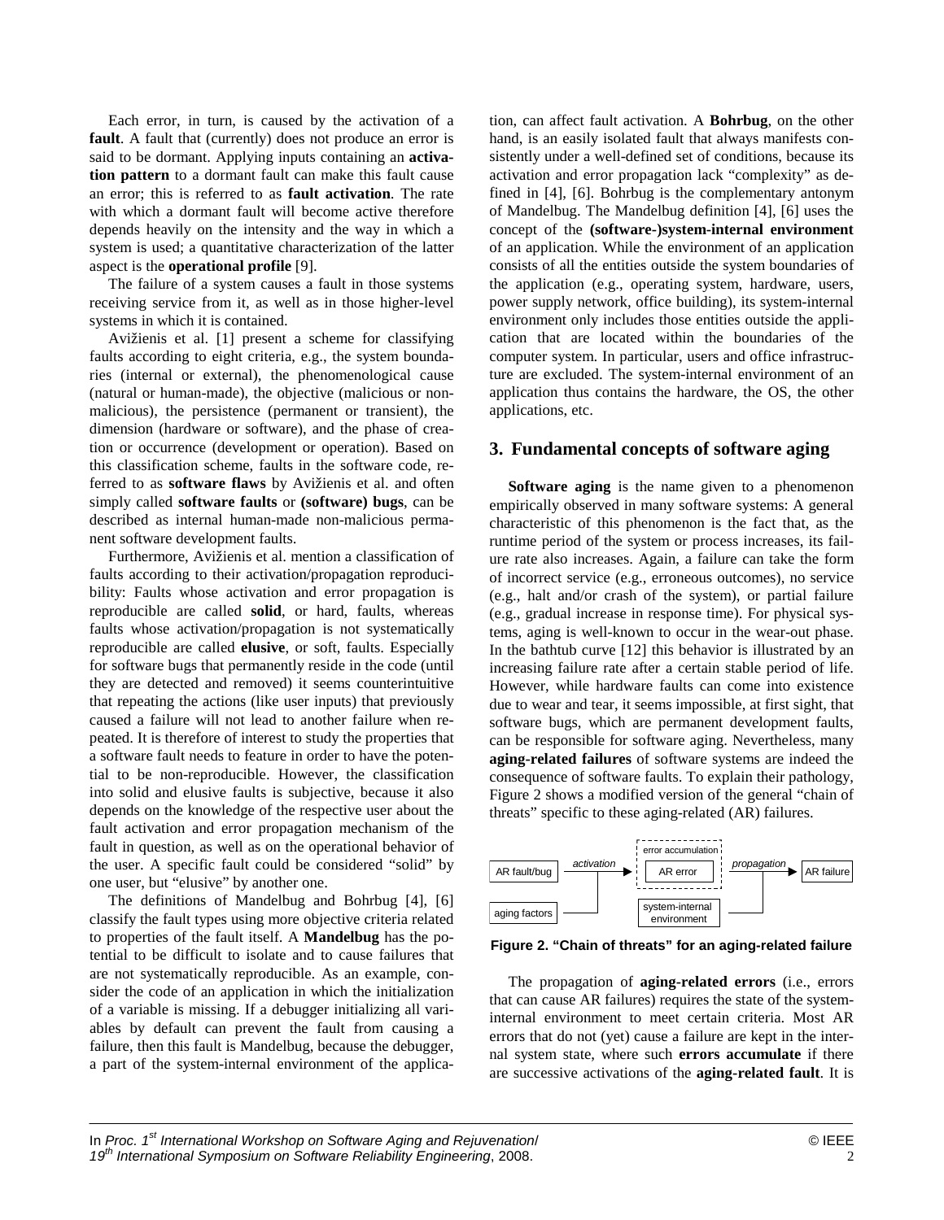Each error, in turn, is caused by the activation of a **fault**. A fault that (currently) does not produce an error is said to be dormant. Applying inputs containing an **activation pattern** to a dormant fault can make this fault cause an error; this is referred to as **fault activation**. The rate with which a dormant fault will become active therefore depends heavily on the intensity and the way in which a system is used; a quantitative characterization of the latter aspect is the **operational profile** [9].

The failure of a system causes a fault in those systems receiving service from it, as well as in those higher-level systems in which it is contained.

Avižienis et al. [1] present a scheme for classifying faults according to eight criteria, e.g., the system boundaries (internal or external), the phenomenological cause (natural or human-made), the objective (malicious or non-malicious), the persistence (permanent or transient), the dimension (hardware or software), and the phase of creation or occurrence (development or operation). Based on this classification scheme, faults in the software code, referred to as **software flaws** by Avižienis et al. and often simply called **software faults** or **(software) bugs**, can be described as internal human-made non-malicious permanent software development faults.

Furthermore, Avižienis et al. mention a classification of faults according to their activation/propagation reproducibility: Faults whose activation and error propagation is reproducible are called **solid**, or hard, faults, whereas faults whose activation/propagation is not systematically reproducible are called **elusive**, or soft, faults. Especially for software bugs that permanently reside in the code (until they are detected and removed) it seems counterintuitive that repeating the actions (like user inputs) that previously caused a failure will not lead to another failure when repeated. It is therefore of interest to study the properties that a software fault needs to feature in order to have the potential to be non-reproducible. However, the classification into solid and elusive faults is subjective, because it also depends on the knowledge of the respective user about the fault activation and error propagation mechanism of the fault in question, as well as on the operational behavior of the user. A specific fault could be considered "solid" by one user, but "elusive" by another one.

The definitions of Mandelbug and Bohrbug [4], [6] classify the fault types using more objective criteria related to properties of the fault itself. A **Mandelbug** has the potential to be difficult to isolate and to cause failures that are not systematically reproducible. As an example, consider the code of an application in which the initialization of a variable is missing. If a debugger initializing all variables by default can prevent the fault from causing a failure, then this fault is Mandelbug, because the debugger, a part of the system-internal environment of the application, can affect fault activation. A **Bohrbug**, on the other hand, is an easily isolated fault that always manifests consistently under a well-defined set of conditions, because its activation and error propagation lack "complexity" as defined in [4], [6]. Bohrbug is the complementary antonym of Mandelbug. The Mandelbug definition [4], [6] uses the concept of the **(software-)system-internal environment** of an application. While the environment of an application consists of all the entities outside the system boundaries of the application (e.g., operating system, hardware, users, power supply network, office building), its system-internal environment only includes those entities outside the application that are located within the boundaries of the computer system. In particular, users and office infrastructure are excluded. The system-internal environment of an application thus contains the hardware, the OS, the other applications, etc.

## 3. Fundamental concepts of software aging

**Software aging** is the name given to a phenomenon empirically observed in many software systems: A general characteristic of this phenomenon is the fact that, as the runtime period of the system or process increases, its failure rate also increases. Again, a failure can take the form of incorrect service (e.g., erroneous outcomes), no service (e.g., halt and/or crash of the system), or partial failure (e.g., gradual increase in response time). For physical systems, aging is well-known to occur in the wear-out phase. In the bathtub curve [12] this behavior is illustrated by an increasing failure rate after a certain stable period of life. However, while hardware faults can come into existence due to wear and tear, it seems impossible, at first sight, that software bugs, which are permanent development faults, can be responsible for software aging. Nevertheless, many **aging-related failures** of software systems are indeed the consequence of software faults. To explain their pathology, Figure 2 shows a modified version of the general "chain of threats" specific to these aging-related (AR) failures.

AR fault/bug
activation
error accumulation
AR error
propagation
AR failure
aging factors
system-internal environment

**Figure 2. "Chain of threats" for an aging-related failure**

The propagation of **aging-related errors** (i.e., errors that can cause AR failures) requires the state of the system-internal environment to meet certain criteria. Most AR errors that do not (yet) cause a failure are kept in the internal system state, where such **errors accumulate** if there are successive activations of the **aging-related fault**. It is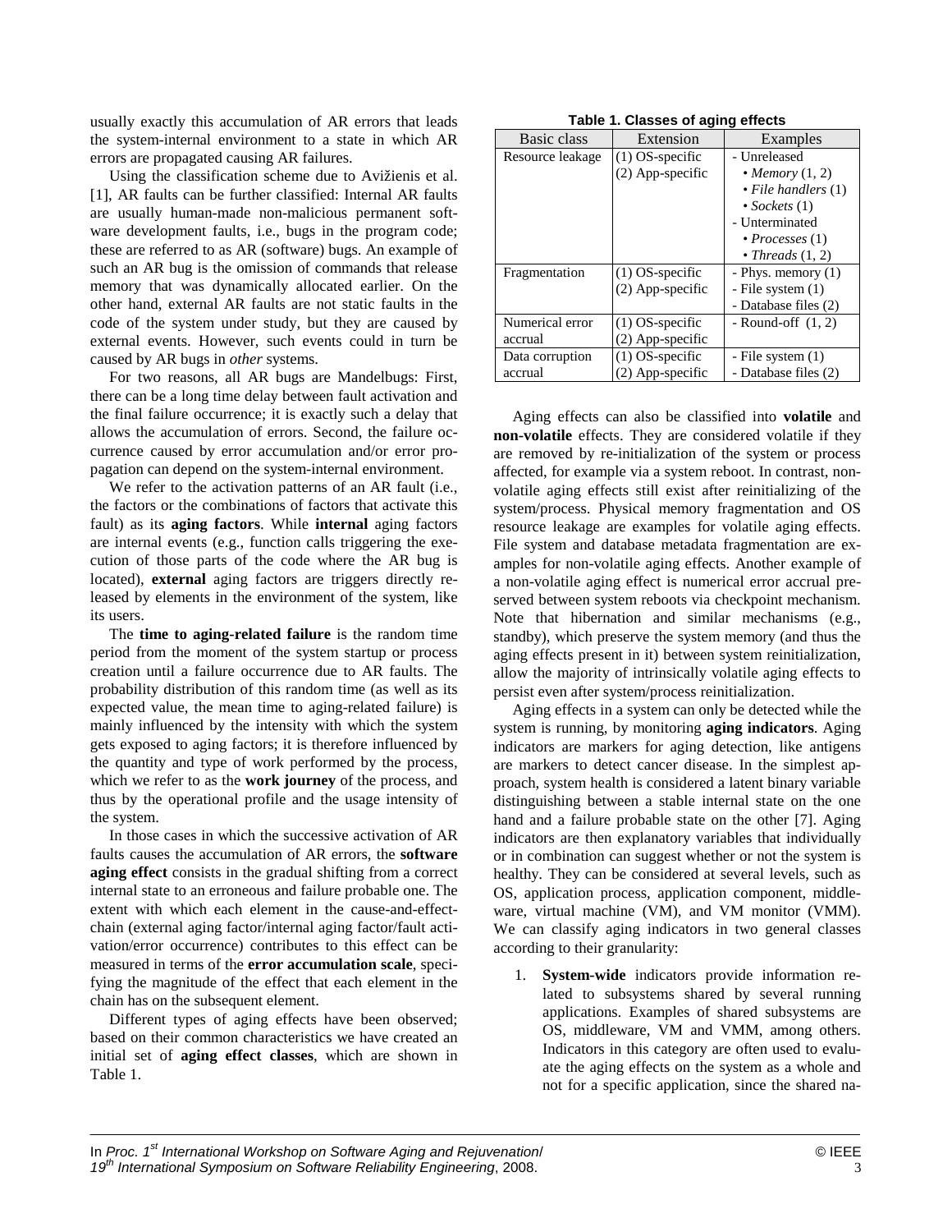usually exactly this accumulation of AR errors that leads the system-internal environment to a state in which AR errors are propagated causing AR failures.

Using the classification scheme due to Avižienis et al. [1], AR faults can be further classified: Internal AR faults are usually human-made non-malicious permanent software development faults, i.e., bugs in the program code; these are referred to as AR (software) bugs. An example of such an AR bug is the omission of commands that release memory that was dynamically allocated earlier. On the other hand, external AR faults are not static faults in the code of the system under study, but they are caused by external events. However, such events could in turn be caused by AR bugs in *other* systems.

For two reasons, all AR bugs are Mandelbugs: First, there can be a long time delay between fault activation and the final failure occurrence; it is exactly such a delay that allows the accumulation of errors. Second, the failure occurrence caused by error accumulation and/or error propagation can depend on the system-internal environment.

We refer to the activation patterns of an AR fault (i.e., the factors or the combinations of factors that activate this fault) as its **aging factors**. While **internal** aging factors are internal events (e.g., function calls triggering the execution of those parts of the code where the AR bug is located), **external** aging factors are triggers directly released by elements in the environment of the system, like its users.

The **time to aging-related failure** is the random time period from the moment of the system startup or process creation until a failure occurrence due to AR faults. The probability distribution of this random time (as well as its expected value, the mean time to aging-related failure) is mainly influenced by the intensity with which the system gets exposed to aging factors; it is therefore influenced by the quantity and type of work performed by the process, which we refer to as the **work journey** of the process, and thus by the operational profile and the usage intensity of the system.

In those cases in which the successive activation of AR faults causes the accumulation of AR errors, the **software aging effect** consists in the gradual shifting from a correct internal state to an erroneous and failure probable one. The extent with which each element in the cause-and-effect-chain (external aging factor/internal aging factor/fault activation/error occurrence) contributes to this effect can be measured in terms of the **error accumulation scale**, specifying the magnitude of the effect that each element in the chain has on the subsequent element.

Different types of aging effects have been observed; based on their common characteristics we have created an initial set of **aging effect classes**, which are shown in Table 1.

**Table 1. Classes of aging effects**

| Basic class | Extension | Examples |
|---|---|---|
| Resource leakage | (1) OS-specific<br>(2) App-specific | - Unreleased<br>• *Memory* (1, 2)<br>• *File handlers* (1)<br>• *Sockets* (1)<br>- Unterminated<br>• *Processes* (1)<br>• *Threads* (1, 2) |
| Fragmentation | (1) OS-specific<br>(2) App-specific | - Phys. memory (1)<br>- File system (1)<br>- Database files (2) |
| Numerical error accrual | (1) OS-specific<br>(2) App-specific | - Round-off (1, 2) |
| Data corruption accrual | (1) OS-specific<br>(2) App-specific | - File system (1)<br>- Database files (2) |

Aging effects can also be classified into **volatile** and **non-volatile** effects. They are considered volatile if they are removed by re-initialization of the system or process affected, for example via a system reboot. In contrast, non-volatile aging effects still exist after reinitializing of the system/process. Physical memory fragmentation and OS resource leakage are examples for volatile aging effects. File system and database metadata fragmentation are examples for non-volatile aging effects. Another example of a non-volatile aging effect is numerical error accrual preserved between system reboots via checkpoint mechanism. Note that hibernation and similar mechanisms (e.g., standby), which preserve the system memory (and thus the aging effects present in it) between system reinitialization, allow the majority of intrinsically volatile aging effects to persist even after system/process reinitialization.

Aging effects in a system can only be detected while the system is running, by monitoring **aging indicators**. Aging indicators are markers for aging detection, like antigens are markers to detect cancer disease. In the simplest approach, system health is considered a latent binary variable distinguishing between a stable internal state on the one hand and a failure probable state on the other [7]. Aging indicators are then explanatory variables that individually or in combination can suggest whether or not the system is healthy. They can be considered at several levels, such as OS, application process, application component, middleware, virtual machine (VM), and VM monitor (VMM). We can classify aging indicators in two general classes according to their granularity:

1. **System-wide** indicators provide information related to subsystems shared by several running applications. Examples of shared subsystems are OS, middleware, VM and VMM, among others. Indicators in this category are often used to evaluate the aging effects on the system as a whole and not for a specific application, since the shared na-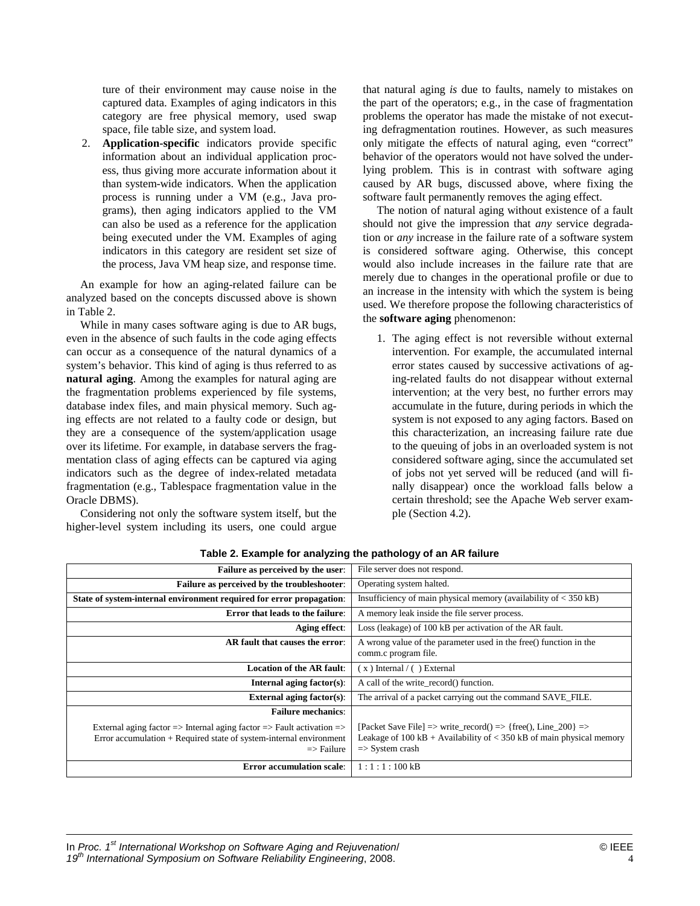ture of their environment may cause noise in the captured data. Examples of aging indicators in this category are free physical memory, used swap space, file table size, and system load.

2. **Application-specific** indicators provide specific information about an individual application process, thus giving more accurate information about it than system-wide indicators. When the application process is running under a VM (e.g., Java programs), then aging indicators applied to the VM can also be used as a reference for the application being executed under the VM. Examples of aging indicators in this category are resident set size of the process, Java VM heap size, and response time.

An example for how an aging-related failure can be analyzed based on the concepts discussed above is shown in Table 2.

While in many cases software aging is due to AR bugs, even in the absence of such faults in the code aging effects can occur as a consequence of the natural dynamics of a system's behavior. This kind of aging is thus referred to as **natural aging**. Among the examples for natural aging are the fragmentation problems experienced by file systems, database index files, and main physical memory. Such aging effects are not related to a faulty code or design, but they are a consequence of the system/application usage over its lifetime. For example, in database servers the fragmentation class of aging effects can be captured via aging indicators such as the degree of index-related metadata fragmentation (e.g., Tablespace fragmentation value in the Oracle DBMS).

Considering not only the software system itself, but the higher-level system including its users, one could argue that natural aging *is* due to faults, namely to mistakes on the part of the operators; e.g., in the case of fragmentation problems the operator has made the mistake of not executing defragmentation routines. However, as such measures only mitigate the effects of natural aging, even "correct" behavior of the operators would not have solved the underlying problem. This is in contrast with software aging caused by AR bugs, discussed above, where fixing the software fault permanently removes the aging effect.

The notion of natural aging without existence of a fault should not give the impression that *any* service degradation or *any* increase in the failure rate of a software system is considered software aging. Otherwise, this concept would also include increases in the failure rate that are merely due to changes in the operational profile or due to an increase in the intensity with which the system is being used. We therefore propose the following characteristics of the **software aging** phenomenon:

1. The aging effect is not reversible without external intervention. For example, the accumulated internal error states caused by successive activations of aging-related faults do not disappear without external intervention; at the very best, no further errors may accumulate in the future, during periods in which the system is not exposed to any aging factors. Based on this characterization, an increasing failure rate due to the queuing of jobs in an overloaded system is not considered software aging, since the accumulated set of jobs not yet served will be reduced (and will finally disappear) once the workload falls below a certain threshold; see the Apache Web server example (Section 4.2).

**Table 2. Example for analyzing the pathology of an AR failure**

| | |
|---|---|
| **Failure as perceived by the user**: | File server does not respond. |
| **Failure as perceived by the troubleshooter**: | Operating system halted. |
| **State of system-internal environment required for error propagation**: | Insufficiency of main physical memory (availability of < 350 kB) |
| **Error that leads to the failure**: | A memory leak inside the file server process. |
| **Aging effect**: | Loss (leakage) of 100 kB per activation of the AR fault. |
| **AR fault that causes the error**: | A wrong value of the parameter used in the free() function in the comm.c program file. |
| **Location of the AR fault**: | ( x ) Internal / ( ) External |
| **Internal aging factor(s)**: | A call of the write_record() function. |
| **External aging factor(s)**: | The arrival of a packet carrying out the command SAVE_FILE. |
| **Failure mechanics**: External aging factor => Internal aging factor => Fault activation => Error accumulation + Required state of system-internal environment => Failure | [Packet Save File] => write_record() => {free(), Line_200} => Leakage of 100 kB + Availability of < 350 kB of main physical memory => System crash |
| **Error accumulation scale**: | 1 : 1 : 1 : 100 kB |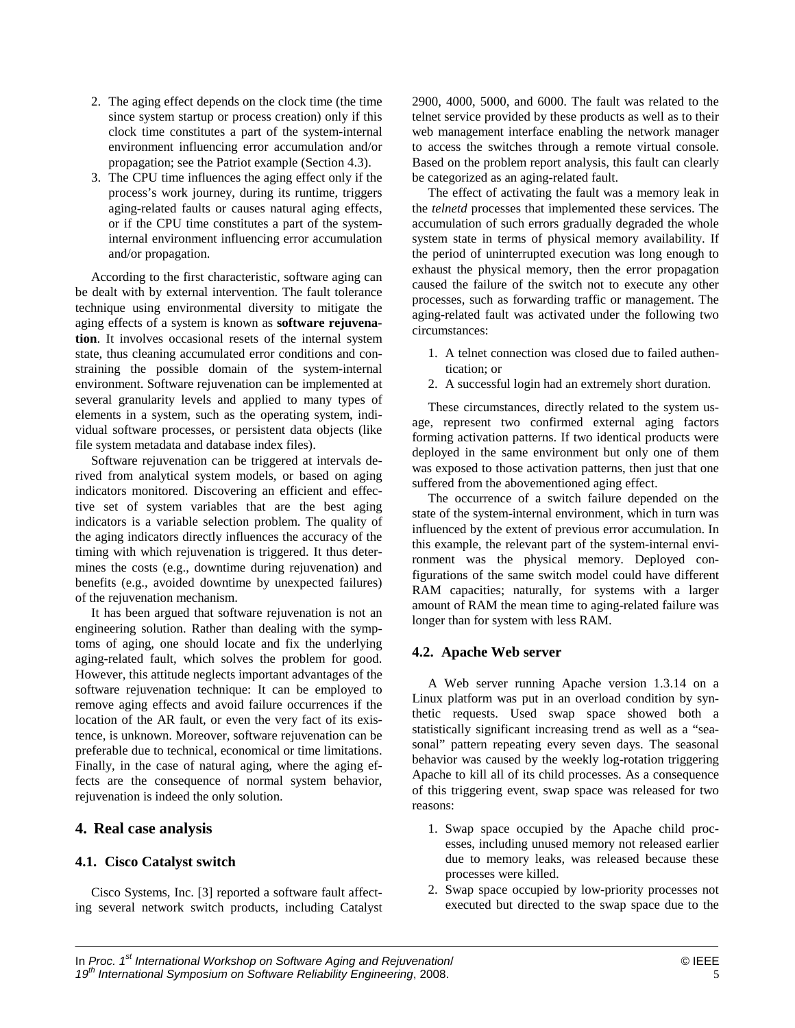2. The aging effect depends on the clock time (the time since system startup or process creation) only if this clock time constitutes a part of the system-internal environment influencing error accumulation and/or propagation; see the Patriot example (Section 4.3).
3. The CPU time influences the aging effect only if the process's work journey, during its runtime, triggers aging-related faults or causes natural aging effects, or if the CPU time constitutes a part of the system-internal environment influencing error accumulation and/or propagation.

According to the first characteristic, software aging can be dealt with by external intervention. The fault tolerance technique using environmental diversity to mitigate the aging effects of a system is known as **software rejuvenation**. It involves occasional resets of the internal system state, thus cleaning accumulated error conditions and constraining the possible domain of the system-internal environment. Software rejuvenation can be implemented at several granularity levels and applied to many types of elements in a system, such as the operating system, individual software processes, or persistent data objects (like file system metadata and database index files).

Software rejuvenation can be triggered at intervals derived from analytical system models, or based on aging indicators monitored. Discovering an efficient and effective set of system variables that are the best aging indicators is a variable selection problem. The quality of the aging indicators directly influences the accuracy of the timing with which rejuvenation is triggered. It thus determines the costs (e.g., downtime during rejuvenation) and benefits (e.g., avoided downtime by unexpected failures) of the rejuvenation mechanism.

It has been argued that software rejuvenation is not an engineering solution. Rather than dealing with the symptoms of aging, one should locate and fix the underlying aging-related fault, which solves the problem for good. However, this attitude neglects important advantages of the software rejuvenation technique: It can be employed to remove aging effects and avoid failure occurrences if the location of the AR fault, or even the very fact of its existence, is unknown. Moreover, software rejuvenation can be preferable due to technical, economical or time limitations. Finally, in the case of natural aging, where the aging effects are the consequence of normal system behavior, rejuvenation is indeed the only solution.

## 4. Real case analysis

### 4.1. Cisco Catalyst switch

Cisco Systems, Inc. [3] reported a software fault affecting several network switch products, including Catalyst 2900, 4000, 5000, and 6000. The fault was related to the telnet service provided by these products as well as to their web management interface enabling the network manager to access the switches through a remote virtual console. Based on the problem report analysis, this fault can clearly be categorized as an aging-related fault.

The effect of activating the fault was a memory leak in the *telnetd* processes that implemented these services. The accumulation of such errors gradually degraded the whole system state in terms of physical memory availability. If the period of uninterrupted execution was long enough to exhaust the physical memory, then the error propagation caused the failure of the switch not to execute any other processes, such as forwarding traffic or management. The aging-related fault was activated under the following two circumstances:

1. A telnet connection was closed due to failed authentication; or
2. A successful login had an extremely short duration.

These circumstances, directly related to the system usage, represent two confirmed external aging factors forming activation patterns. If two identical products were deployed in the same environment but only one of them was exposed to those activation patterns, then just that one suffered from the abovementioned aging effect.

The occurrence of a switch failure depended on the state of the system-internal environment, which in turn was influenced by the extent of previous error accumulation. In this example, the relevant part of the system-internal environment was the physical memory. Deployed configurations of the same switch model could have different RAM capacities; naturally, for systems with a larger amount of RAM the mean time to aging-related failure was longer than for system with less RAM.

### 4.2. Apache Web server

A Web server running Apache version 1.3.14 on a Linux platform was put in an overload condition by synthetic requests. Used swap space showed both a statistically significant increasing trend as well as a "seasonal" pattern repeating every seven days. The seasonal behavior was caused by the weekly log-rotation triggering Apache to kill all of its child processes. As a consequence of this triggering event, swap space was released for two reasons:

1. Swap space occupied by the Apache child processes, including unused memory not released earlier due to memory leaks, was released because these processes were killed.
2. Swap space occupied by low-priority processes not executed but directed to the swap space due to the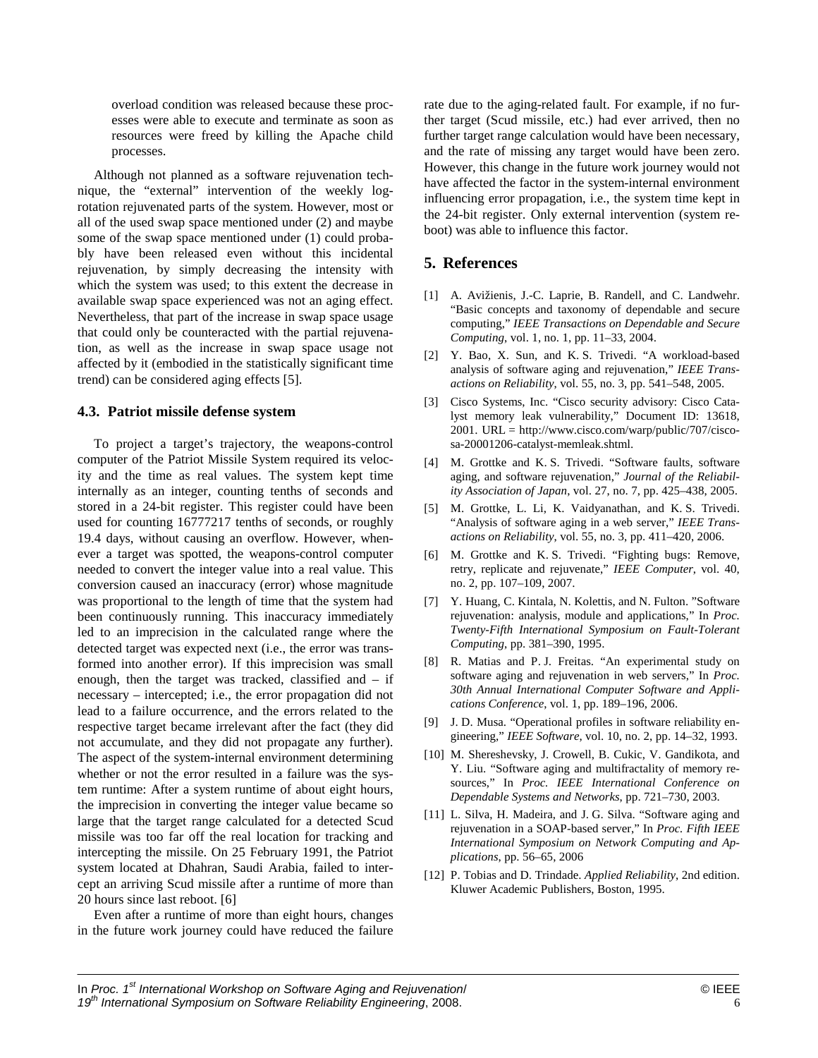overload condition was released because these processes were able to execute and terminate as soon as resources were freed by killing the Apache child processes.

Although not planned as a software rejuvenation technique, the "external" intervention of the weekly log-rotation rejuvenated parts of the system. However, most or all of the used swap space mentioned under (2) and maybe some of the swap space mentioned under (1) could probably have been released even without this incidental rejuvenation, by simply decreasing the intensity with which the system was used; to this extent the decrease in available swap space experienced was not an aging effect. Nevertheless, that part of the increase in swap space usage that could only be counteracted with the partial rejuvenation, as well as the increase in swap space usage not affected by it (embodied in the statistically significant time trend) can be considered aging effects [5].

### 4.3. Patriot missile defense system

To project a target's trajectory, the weapons-control computer of the Patriot Missile System required its velocity and the time as real values. The system kept time internally as an integer, counting tenths of seconds and stored in a 24-bit register. This register could have been used for counting 16777217 tenths of seconds, or roughly 19.4 days, without causing an overflow. However, whenever a target was spotted, the weapons-control computer needed to convert the integer value into a real value. This conversion caused an inaccuracy (error) whose magnitude was proportional to the length of time that the system had been continuously running. This inaccuracy immediately led to an imprecision in the calculated range where the detected target was expected next (i.e., the error was transformed into another error). If this imprecision was small enough, then the target was tracked, classified and – if necessary – intercepted; i.e., the error propagation did not lead to a failure occurrence, and the errors related to the respective target became irrelevant after the fact (they did not accumulate, and they did not propagate any further). The aspect of the system-internal environment determining whether or not the error resulted in a failure was the system runtime: After a system runtime of about eight hours, the imprecision in converting the integer value became so large that the target range calculated for a detected Scud missile was too far off the real location for tracking and intercepting the missile. On 25 February 1991, the Patriot system located at Dhahran, Saudi Arabia, failed to intercept an arriving Scud missile after a runtime of more than 20 hours since last reboot. [6]

Even after a runtime of more than eight hours, changes in the future work journey could have reduced the failure rate due to the aging-related fault. For example, if no further target (Scud missile, etc.) had ever arrived, then no further target range calculation would have been necessary, and the rate of missing any target would have been zero. However, this change in the future work journey would not have affected the factor in the system-internal environment influencing error propagation, i.e., the system time kept in the 24-bit register. Only external intervention (system reboot) was able to influence this factor.

## 5. References

[1] A. Avižienis, J.-C. Laprie, B. Randell, and C. Landwehr. "Basic concepts and taxonomy of dependable and secure computing," *IEEE Transactions on Dependable and Secure Computing*, vol. 1, no. 1, pp. 11–33, 2004.

[2] Y. Bao, X. Sun, and K. S. Trivedi. "A workload-based analysis of software aging and rejuvenation," *IEEE Transactions on Reliability*, vol. 55, no. 3, pp. 541–548, 2005.

[3] Cisco Systems, Inc. "Cisco security advisory: Cisco Catalyst memory leak vulnerability," Document ID: 13618, 2001. URL = http://www.cisco.com/warp/public/707/cisco-sa-20001206-catalyst-memleak.shtml.

[4] M. Grottke and K. S. Trivedi. "Software faults, software aging, and software rejuvenation," *Journal of the Reliability Association of Japan*, vol. 27, no. 7, pp. 425–438, 2005.

[5] M. Grottke, L. Li, K. Vaidyanathan, and K. S. Trivedi. "Analysis of software aging in a web server," *IEEE Transactions on Reliability*, vol. 55, no. 3, pp. 411–420, 2006.

[6] M. Grottke and K. S. Trivedi. "Fighting bugs: Remove, retry, replicate and rejuvenate," *IEEE Computer*, vol. 40, no. 2, pp. 107–109, 2007.

[7] Y. Huang, C. Kintala, N. Kolettis, and N. Fulton. "Software rejuvenation: analysis, module and applications," In *Proc. Twenty-Fifth International Symposium on Fault-Tolerant Computing*, pp. 381–390, 1995.

[8] R. Matias and P. J. Freitas. "An experimental study on software aging and rejuvenation in web servers," In *Proc. 30th Annual International Computer Software and Applications Conference*, vol. 1, pp. 189–196, 2006.

[9] J. D. Musa. "Operational profiles in software reliability engineering," *IEEE Software*, vol. 10, no. 2, pp. 14–32, 1993.

[10] M. Shereshevsky, J. Crowell, B. Cukic, V. Gandikota, and Y. Liu. "Software aging and multifractality of memory resources," In *Proc. IEEE International Conference on Dependable Systems and Networks*, pp. 721–730, 2003.

[11] L. Silva, H. Madeira, and J. G. Silva. "Software aging and rejuvenation in a SOAP-based server," In *Proc. Fifth IEEE International Symposium on Network Computing and Applications*, pp. 56–65, 2006

[12] P. Tobias and D. Trindade. *Applied Reliability*, 2nd edition. Kluwer Academic Publishers, Boston, 1995.